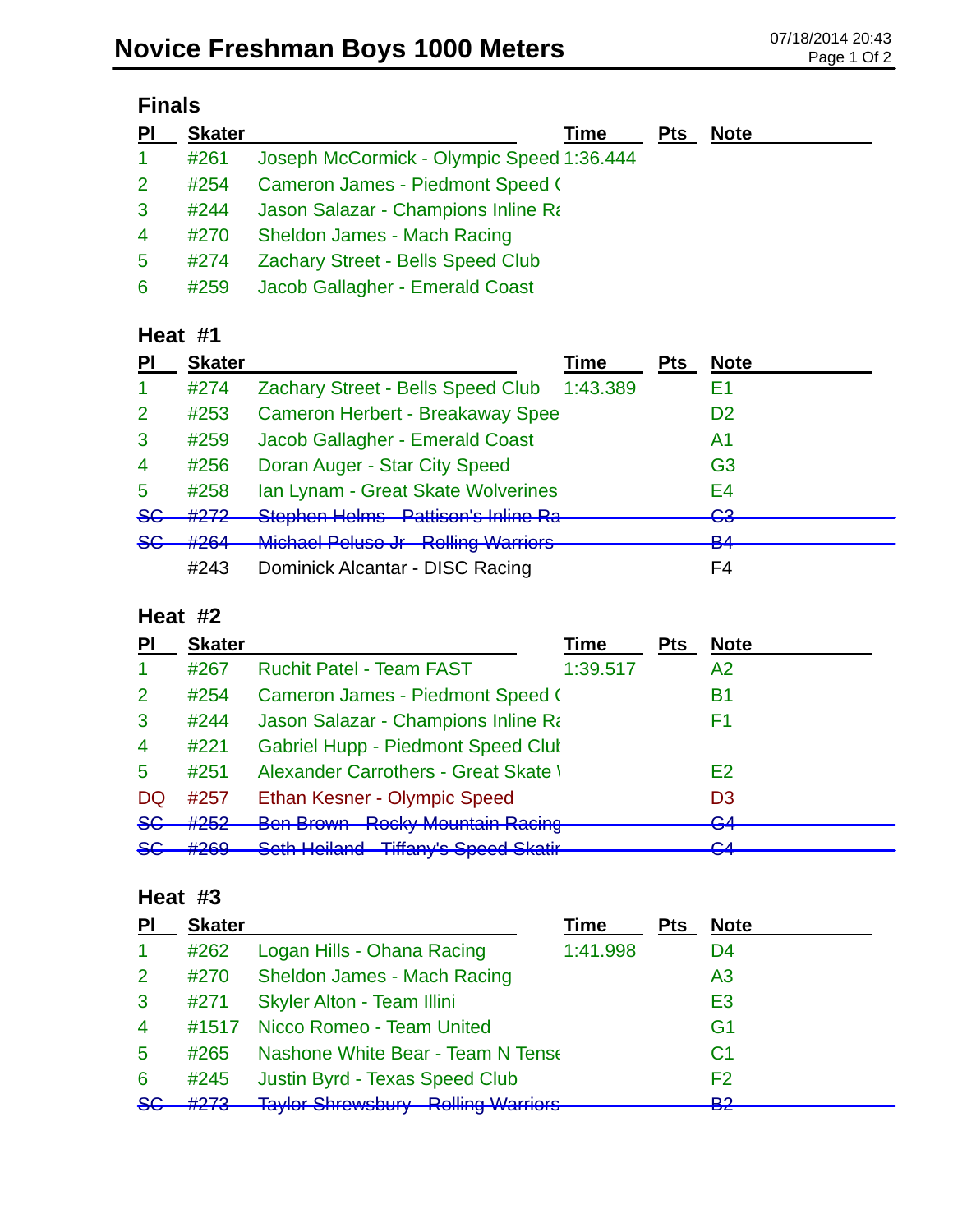# Novice Freshman Boys 1000 Meters

07/18/2014 20:43

## Finals

| Pl | Skater | | Time | Pts | Note |
|---|---|---|---|---|---|
| 1 | #261 | Joseph McCormick - Olympic Speed | 1:36.444 | | |
| 2 | #254 | Cameron James - Piedmont Speed ( | | | |
| 3 | #244 | Jason Salazar - Champions Inline Ra | | | |
| 4 | #270 | Sheldon James - Mach Racing | | | |
| 5 | #274 | Zachary Street - Bells Speed Club | | | |
| 6 | #259 | Jacob Gallagher - Emerald Coast | | | |

## Heat #1

| Pl | Skater | | Time | Pts | Note |
|---|---|---|---|---|---|
| 1 | #274 | Zachary Street - Bells Speed Club | 1:43.389 | | E1 |
| 2 | #253 | Cameron Herbert - Breakaway Spee | | | D2 |
| 3 | #259 | Jacob Gallagher - Emerald Coast | | | A1 |
| 4 | #256 | Doran Auger - Star City Speed | | | G3 |
| 5 | #258 | Ian Lynam - Great Skate Wolverines | | | E4 |
| ~~SC~~ | ~~#272~~ | ~~Stephen Helms - Pattison's Inline Ra~~ | | | ~~C3~~ |
| ~~SC~~ | ~~#264~~ | ~~Michael Peluso Jr - Rolling Warriors~~ | | | ~~B4~~ |
| | #243 | Dominick Alcantar - DISC Racing | | | F4 |

## Heat #2

| Pl | Skater | | Time | Pts | Note |
|---|---|---|---|---|---|
| 1 | #267 | Ruchit Patel - Team FAST | 1:39.517 | | A2 |
| 2 | #254 | Cameron James - Piedmont Speed ( | | | B1 |
| 3 | #244 | Jason Salazar - Champions Inline Ra | | | F1 |
| 4 | #221 | Gabriel Hupp - Piedmont Speed Clul | | | |
| 5 | #251 | Alexander Carrothers - Great Skate \ | | | E2 |
| DQ | #257 | Ethan Kesner - Olympic Speed | | | D3 |
| ~~SC~~ | ~~#252~~ | ~~Ben Brown - Rocky Mountain Racing~~ | | | ~~G4~~ |
| ~~SC~~ | ~~#269~~ | ~~Seth Heiland - Tiffany's Speed Skatir~~ | | | ~~C4~~ |

## Heat #3

| Pl | Skater | | Time | Pts | Note |
|---|---|---|---|---|---|
| 1 | #262 | Logan Hills - Ohana Racing | 1:41.998 | | D4 |
| 2 | #270 | Sheldon James - Mach Racing | | | A3 |
| 3 | #271 | Skyler Alton - Team Illini | | | E3 |
| 4 | #1517 | Nicco Romeo - Team United | | | G1 |
| 5 | #265 | Nashone White Bear - Team N Tense | | | C1 |
| 6 | #245 | Justin Byrd - Texas Speed Club | | | F2 |
| ~~SC~~ | ~~#273~~ | ~~Taylor Shrewsbury - Rolling Warriors~~ | | | ~~B2~~ |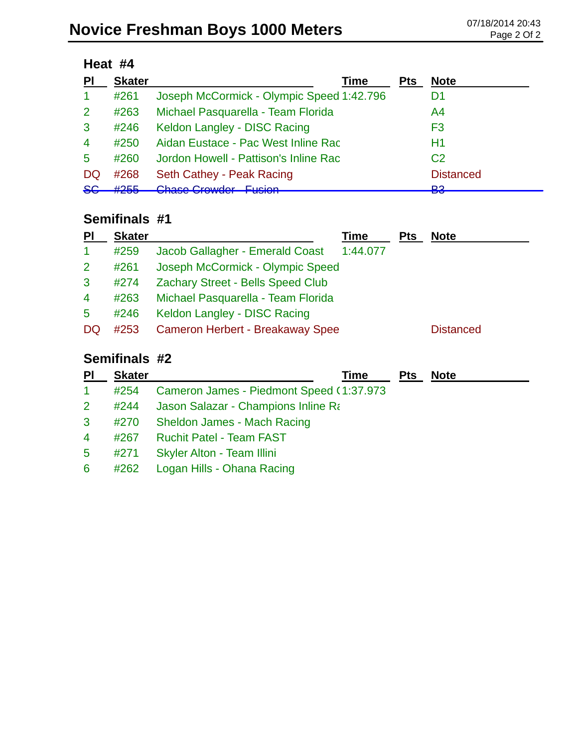# Novice Freshman Boys 1000 Meters

### Heat #4

| Pl | Skater | | Time | Pts | Note |
|---|---|---|---|---|---|
| 1 | #261 | Joseph McCormick - Olympic Speed | 1:42.796 | | D1 |
| 2 | #263 | Michael Pasquarella - Team Florida | | | A4 |
| 3 | #246 | Keldon Langley - DISC Racing | | | F3 |
| 4 | #250 | Aidan Eustace - Pac West Inline Rac | | | H1 |
| 5 | #260 | Jordon Howell - Pattison's Inline Rac | | | C2 |
| DQ | #268 | Seth Cathey - Peak Racing | | | Distanced |
| ~~SC~~ | ~~#255~~ | ~~Chase Crowder - Fusion~~ | | | ~~B3~~ |

### Semifinals #1

| Pl | Skater | | Time | Pts | Note |
|---|---|---|---|---|---|
| 1 | #259 | Jacob Gallagher - Emerald Coast | 1:44.077 | | |
| 2 | #261 | Joseph McCormick - Olympic Speed | | | |
| 3 | #274 | Zachary Street - Bells Speed Club | | | |
| 4 | #263 | Michael Pasquarella - Team Florida | | | |
| 5 | #246 | Keldon Langley - DISC Racing | | | |
| DQ | #253 | Cameron Herbert - Breakaway Spee | | | Distanced |

### Semifinals #2

| Pl | Skater | | Time | Pts | Note |
|---|---|---|---|---|---|
| 1 | #254 | Cameron James - Piedmont Speed ( | 1:37.973 | | |
| 2 | #244 | Jason Salazar - Champions Inline Ra | | | |
| 3 | #270 | Sheldon James - Mach Racing | | | |
| 4 | #267 | Ruchit Patel - Team FAST | | | |
| 5 | #271 | Skyler Alton - Team Illini | | | |
| 6 | #262 | Logan Hills - Ohana Racing | | | |